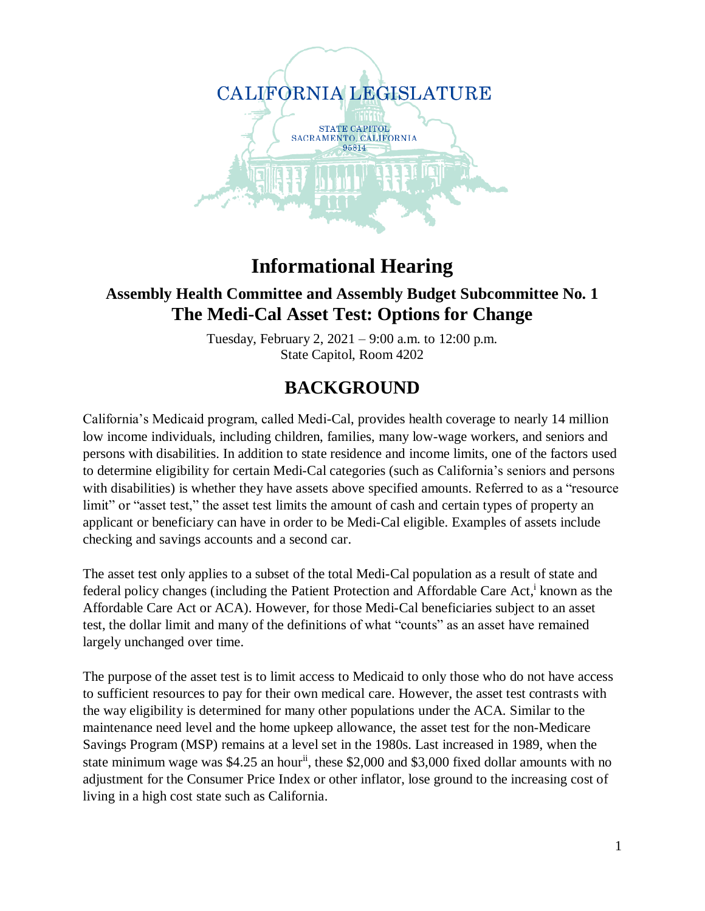CALIFORNIA LEGISLATURE

STATE CAPITOL
SACRAMENTO, CALIFORNIA
95814

# Informational Hearing

## Assembly Health Committee and Assembly Budget Subcommittee No. 1
## The Medi-Cal Asset Test: Options for Change

Tuesday, February 2, 2021 – 9:00 a.m. to 12:00 p.m.
State Capitol, Room 4202

## BACKGROUND

California's Medicaid program, called Medi-Cal, provides health coverage to nearly 14 million low income individuals, including children, families, many low-wage workers, and seniors and persons with disabilities. In addition to state residence and income limits, one of the factors used to determine eligibility for certain Medi-Cal categories (such as California's seniors and persons with disabilities) is whether they have assets above specified amounts. Referred to as a "resource limit" or "asset test," the asset test limits the amount of cash and certain types of property an applicant or beneficiary can have in order to be Medi-Cal eligible. Examples of assets include checking and savings accounts and a second car.

The asset test only applies to a subset of the total Medi-Cal population as a result of state and federal policy changes (including the Patient Protection and Affordable Care Act,[i] known as the Affordable Care Act or ACA). However, for those Medi-Cal beneficiaries subject to an asset test, the dollar limit and many of the definitions of what "counts" as an asset have remained largely unchanged over time.

The purpose of the asset test is to limit access to Medicaid to only those who do not have access to sufficient resources to pay for their own medical care. However, the asset test contrasts with the way eligibility is determined for many other populations under the ACA. Similar to the maintenance need level and the home upkeep allowance, the asset test for the non-Medicare Savings Program (MSP) remains at a level set in the 1980s. Last increased in 1989, when the state minimum wage was $4.25 an hour[ii], these $2,000 and $3,000 fixed dollar amounts with no adjustment for the Consumer Price Index or other inflator, lose ground to the increasing cost of living in a high cost state such as California.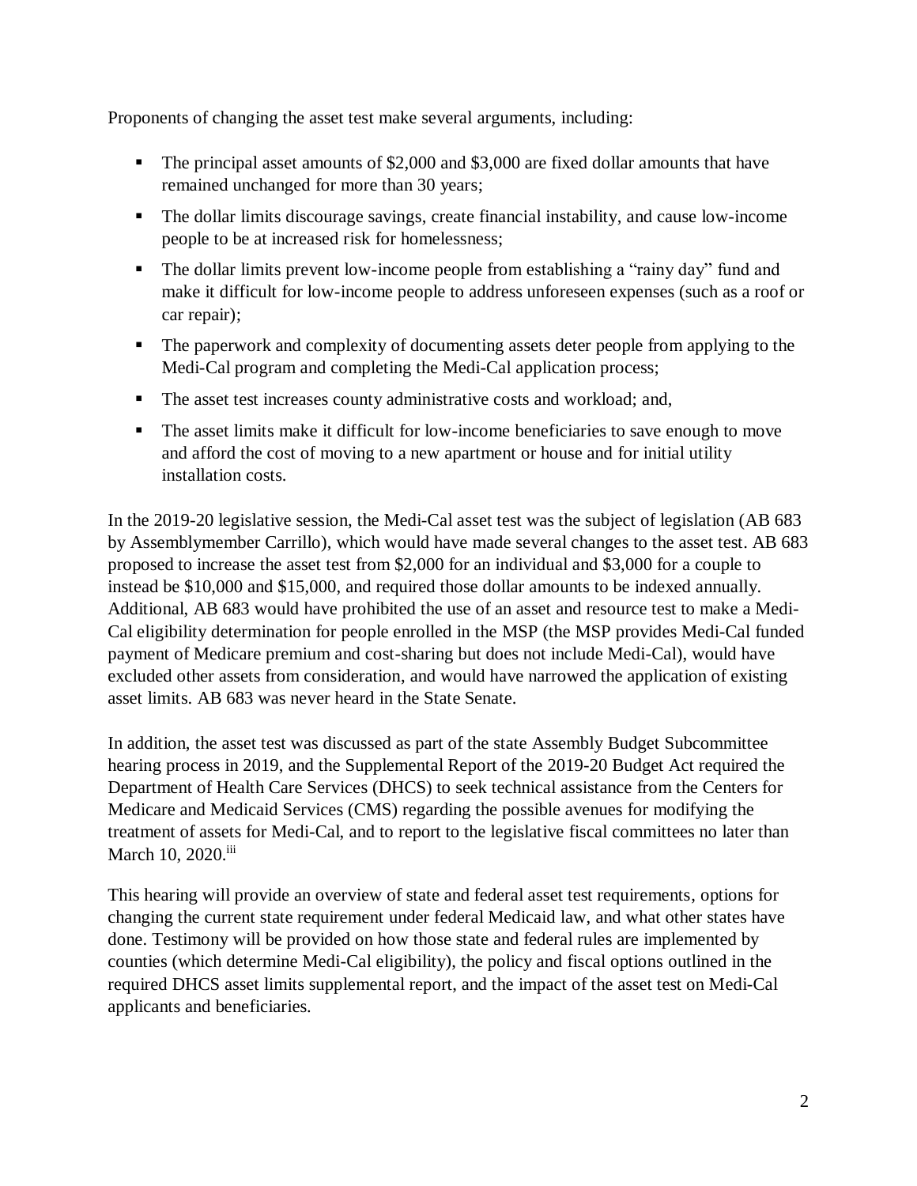Proponents of changing the asset test make several arguments, including:

- The principal asset amounts of $2,000 and $3,000 are fixed dollar amounts that have remained unchanged for more than 30 years;
- The dollar limits discourage savings, create financial instability, and cause low-income people to be at increased risk for homelessness;
- The dollar limits prevent low-income people from establishing a "rainy day" fund and make it difficult for low-income people to address unforeseen expenses (such as a roof or car repair);
- The paperwork and complexity of documenting assets deter people from applying to the Medi-Cal program and completing the Medi-Cal application process;
- The asset test increases county administrative costs and workload; and,
- The asset limits make it difficult for low-income beneficiaries to save enough to move and afford the cost of moving to a new apartment or house and for initial utility installation costs.

In the 2019-20 legislative session, the Medi-Cal asset test was the subject of legislation (AB 683 by Assemblymember Carrillo), which would have made several changes to the asset test. AB 683 proposed to increase the asset test from $2,000 for an individual and $3,000 for a couple to instead be $10,000 and $15,000, and required those dollar amounts to be indexed annually. Additional, AB 683 would have prohibited the use of an asset and resource test to make a Medi-Cal eligibility determination for people enrolled in the MSP (the MSP provides Medi-Cal funded payment of Medicare premium and cost-sharing but does not include Medi-Cal), would have excluded other assets from consideration, and would have narrowed the application of existing asset limits. AB 683 was never heard in the State Senate.

In addition, the asset test was discussed as part of the state Assembly Budget Subcommittee hearing process in 2019, and the Supplemental Report of the 2019-20 Budget Act required the Department of Health Care Services (DHCS) to seek technical assistance from the Centers for Medicare and Medicaid Services (CMS) regarding the possible avenues for modifying the treatment of assets for Medi-Cal, and to report to the legislative fiscal committees no later than March 10, 2020.[iii]

This hearing will provide an overview of state and federal asset test requirements, options for changing the current state requirement under federal Medicaid law, and what other states have done. Testimony will be provided on how those state and federal rules are implemented by counties (which determine Medi-Cal eligibility), the policy and fiscal options outlined in the required DHCS asset limits supplemental report, and the impact of the asset test on Medi-Cal applicants and beneficiaries.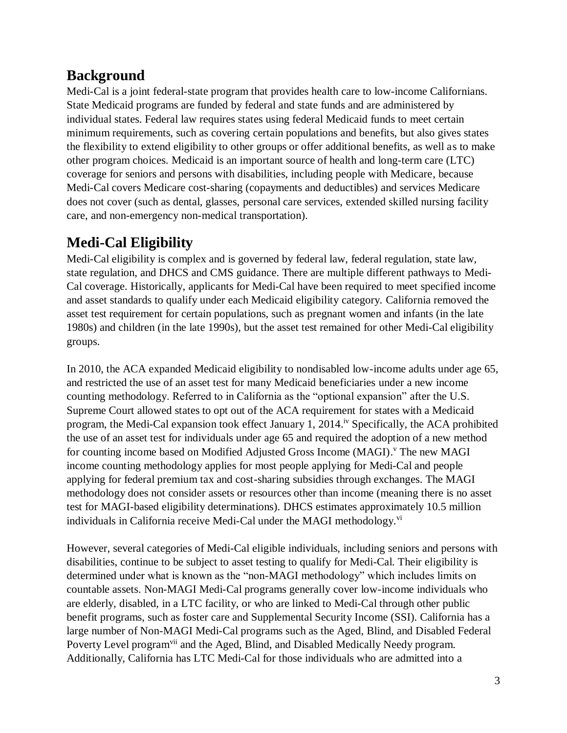## Background

Medi-Cal is a joint federal-state program that provides health care to low-income Californians. State Medicaid programs are funded by federal and state funds and are administered by individual states. Federal law requires states using federal Medicaid funds to meet certain minimum requirements, such as covering certain populations and benefits, but also gives states the flexibility to extend eligibility to other groups or offer additional benefits, as well as to make other program choices. Medicaid is an important source of health and long-term care (LTC) coverage for seniors and persons with disabilities, including people with Medicare, because Medi-Cal covers Medicare cost-sharing (copayments and deductibles) and services Medicare does not cover (such as dental, glasses, personal care services, extended skilled nursing facility care, and non-emergency non-medical transportation).

## Medi-Cal Eligibility

Medi-Cal eligibility is complex and is governed by federal law, federal regulation, state law, state regulation, and DHCS and CMS guidance. There are multiple different pathways to Medi-Cal coverage. Historically, applicants for Medi-Cal have been required to meet specified income and asset standards to qualify under each Medicaid eligibility category. California removed the asset test requirement for certain populations, such as pregnant women and infants (in the late 1980s) and children (in the late 1990s), but the asset test remained for other Medi-Cal eligibility groups.

In 2010, the ACA expanded Medicaid eligibility to nondisabled low-income adults under age 65, and restricted the use of an asset test for many Medicaid beneficiaries under a new income counting methodology. Referred to in California as the "optional expansion" after the U.S. Supreme Court allowed states to opt out of the ACA requirement for states with a Medicaid program, the Medi-Cal expansion took effect January 1, 2014.[iv] Specifically, the ACA prohibited the use of an asset test for individuals under age 65 and required the adoption of a new method for counting income based on Modified Adjusted Gross Income (MAGI).[v] The new MAGI income counting methodology applies for most people applying for Medi-Cal and people applying for federal premium tax and cost-sharing subsidies through exchanges. The MAGI methodology does not consider assets or resources other than income (meaning there is no asset test for MAGI-based eligibility determinations). DHCS estimates approximately 10.5 million individuals in California receive Medi-Cal under the MAGI methodology.[vi]

However, several categories of Medi-Cal eligible individuals, including seniors and persons with disabilities, continue to be subject to asset testing to qualify for Medi-Cal. Their eligibility is determined under what is known as the "non-MAGI methodology" which includes limits on countable assets. Non-MAGI Medi-Cal programs generally cover low-income individuals who are elderly, disabled, in a LTC facility, or who are linked to Medi-Cal through other public benefit programs, such as foster care and Supplemental Security Income (SSI). California has a large number of Non-MAGI Medi-Cal programs such as the Aged, Blind, and Disabled Federal Poverty Level program[vii] and the Aged, Blind, and Disabled Medically Needy program. Additionally, California has LTC Medi-Cal for those individuals who are admitted into a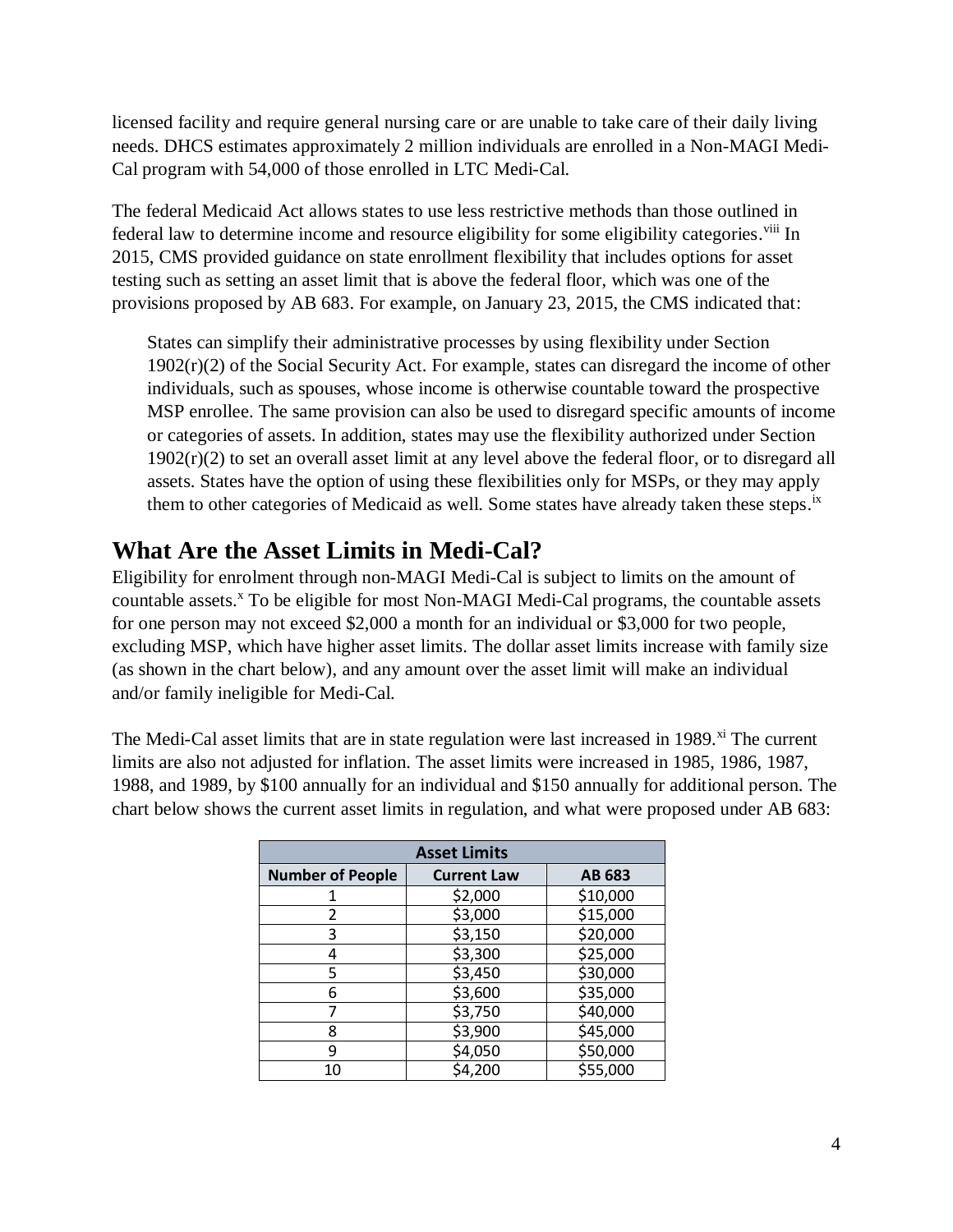licensed facility and require general nursing care or are unable to take care of their daily living needs. DHCS estimates approximately 2 million individuals are enrolled in a Non-MAGI Medi-Cal program with 54,000 of those enrolled in LTC Medi-Cal.

The federal Medicaid Act allows states to use less restrictive methods than those outlined in federal law to determine income and resource eligibility for some eligibility categories.[viii] In 2015, CMS provided guidance on state enrollment flexibility that includes options for asset testing such as setting an asset limit that is above the federal floor, which was one of the provisions proposed by AB 683. For example, on January 23, 2015, the CMS indicated that:

> States can simplify their administrative processes by using flexibility under Section 1902(r)(2) of the Social Security Act. For example, states can disregard the income of other individuals, such as spouses, whose income is otherwise countable toward the prospective MSP enrollee. The same provision can also be used to disregard specific amounts of income or categories of assets. In addition, states may use the flexibility authorized under Section 1902(r)(2) to set an overall asset limit at any level above the federal floor, or to disregard all assets. States have the option of using these flexibilities only for MSPs, or they may apply them to other categories of Medicaid as well. Some states have already taken these steps.[ix]

## What Are the Asset Limits in Medi-Cal?

Eligibility for enrolment through non-MAGI Medi-Cal is subject to limits on the amount of countable assets.[x] To be eligible for most Non-MAGI Medi-Cal programs, the countable assets for one person may not exceed $2,000 a month for an individual or $3,000 for two people, excluding MSP, which have higher asset limits. The dollar asset limits increase with family size (as shown in the chart below), and any amount over the asset limit will make an individual and/or family ineligible for Medi-Cal.

The Medi-Cal asset limits that are in state regulation were last increased in 1989.[xi] The current limits are also not adjusted for inflation. The asset limits were increased in 1985, 1986, 1987, 1988, and 1989, by $100 annually for an individual and $150 annually for additional person. The chart below shows the current asset limits in regulation, and what were proposed under AB 683:

| Asset Limits | | |
|---|---|---|
| **Number of People** | **Current Law** | **AB 683** |
| 1 | $2,000 | $10,000 |
| 2 | $3,000 | $15,000 |
| 3 | $3,150 | $20,000 |
| 4 | $3,300 | $25,000 |
| 5 | $3,450 | $30,000 |
| 6 | $3,600 | $35,000 |
| 7 | $3,750 | $40,000 |
| 8 | $3,900 | $45,000 |
| 9 | $4,050 | $50,000 |
| 10 | $4,200 | $55,000 |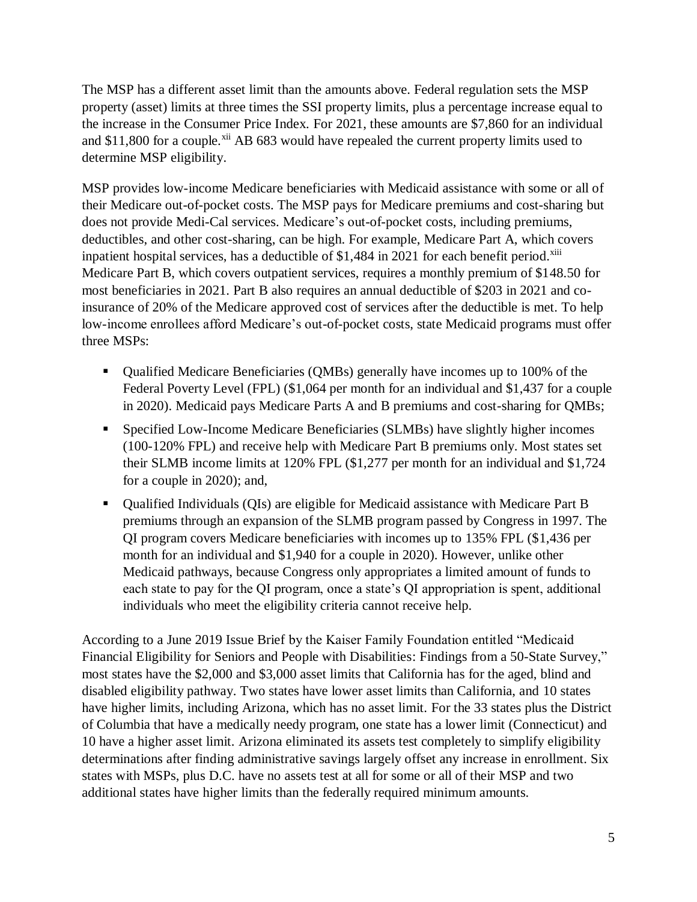The MSP has a different asset limit than the amounts above. Federal regulation sets the MSP property (asset) limits at three times the SSI property limits, plus a percentage increase equal to the increase in the Consumer Price Index. For 2021, these amounts are $7,860 for an individual and $11,800 for a couple.[xii] AB 683 would have repealed the current property limits used to determine MSP eligibility.

MSP provides low-income Medicare beneficiaries with Medicaid assistance with some or all of their Medicare out-of-pocket costs. The MSP pays for Medicare premiums and cost-sharing but does not provide Medi-Cal services. Medicare's out-of-pocket costs, including premiums, deductibles, and other cost-sharing, can be high. For example, Medicare Part A, which covers inpatient hospital services, has a deductible of $1,484 in 2021 for each benefit period.[xiii] Medicare Part B, which covers outpatient services, requires a monthly premium of $148.50 for most beneficiaries in 2021. Part B also requires an annual deductible of $203 in 2021 and co-insurance of 20% of the Medicare approved cost of services after the deductible is met. To help low-income enrollees afford Medicare's out-of-pocket costs, state Medicaid programs must offer three MSPs:

- Qualified Medicare Beneficiaries (QMBs) generally have incomes up to 100% of the Federal Poverty Level (FPL) ($1,064 per month for an individual and $1,437 for a couple in 2020). Medicaid pays Medicare Parts A and B premiums and cost-sharing for QMBs;
- Specified Low-Income Medicare Beneficiaries (SLMBs) have slightly higher incomes (100-120% FPL) and receive help with Medicare Part B premiums only. Most states set their SLMB income limits at 120% FPL ($1,277 per month for an individual and $1,724 for a couple in 2020); and,
- Qualified Individuals (QIs) are eligible for Medicaid assistance with Medicare Part B premiums through an expansion of the SLMB program passed by Congress in 1997. The QI program covers Medicare beneficiaries with incomes up to 135% FPL ($1,436 per month for an individual and $1,940 for a couple in 2020). However, unlike other Medicaid pathways, because Congress only appropriates a limited amount of funds to each state to pay for the QI program, once a state's QI appropriation is spent, additional individuals who meet the eligibility criteria cannot receive help.

According to a June 2019 Issue Brief by the Kaiser Family Foundation entitled "Medicaid Financial Eligibility for Seniors and People with Disabilities: Findings from a 50-State Survey," most states have the $2,000 and $3,000 asset limits that California has for the aged, blind and disabled eligibility pathway. Two states have lower asset limits than California, and 10 states have higher limits, including Arizona, which has no asset limit. For the 33 states plus the District of Columbia that have a medically needy program, one state has a lower limit (Connecticut) and 10 have a higher asset limit. Arizona eliminated its assets test completely to simplify eligibility determinations after finding administrative savings largely offset any increase in enrollment. Six states with MSPs, plus D.C. have no assets test at all for some or all of their MSP and two additional states have higher limits than the federally required minimum amounts.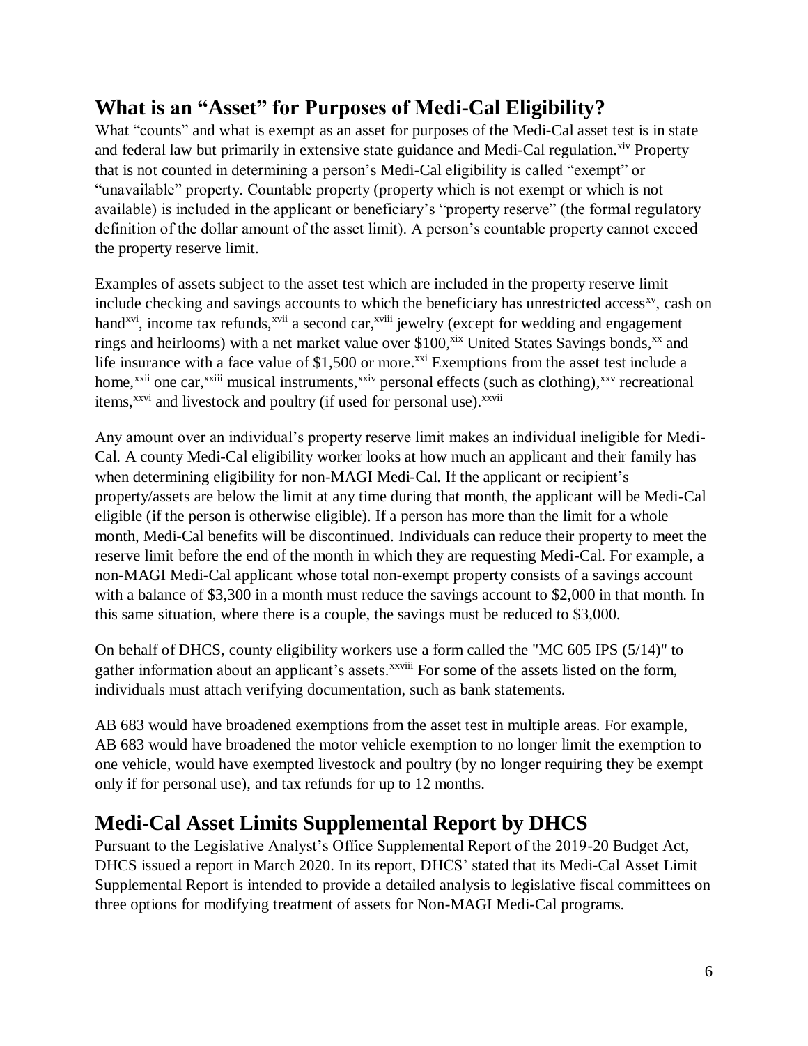## What is an "Asset" for Purposes of Medi-Cal Eligibility?

What "counts" and what is exempt as an asset for purposes of the Medi-Cal asset test is in state and federal law but primarily in extensive state guidance and Medi-Cal regulation.[xiv] Property that is not counted in determining a person's Medi-Cal eligibility is called "exempt" or "unavailable" property. Countable property (property which is not exempt or which is not available) is included in the applicant or beneficiary's "property reserve" (the formal regulatory definition of the dollar amount of the asset limit). A person's countable property cannot exceed the property reserve limit.

Examples of assets subject to the asset test which are included in the property reserve limit include checking and savings accounts to which the beneficiary has unrestricted access[xv], cash on hand[xvi], income tax refunds,[xvii] a second car,[xviii] jewelry (except for wedding and engagement rings and heirlooms) with a net market value over $100,[xix] United States Savings bonds,[xx] and life insurance with a face value of $1,500 or more.[xxi] Exemptions from the asset test include a home,[xxii] one car,[xxiii] musical instruments,[xxiv] personal effects (such as clothing),[xxv] recreational items,[xxvi] and livestock and poultry (if used for personal use).[xxvii]

Any amount over an individual's property reserve limit makes an individual ineligible for Medi-Cal. A county Medi-Cal eligibility worker looks at how much an applicant and their family has when determining eligibility for non-MAGI Medi-Cal. If the applicant or recipient's property/assets are below the limit at any time during that month, the applicant will be Medi-Cal eligible (if the person is otherwise eligible). If a person has more than the limit for a whole month, Medi-Cal benefits will be discontinued. Individuals can reduce their property to meet the reserve limit before the end of the month in which they are requesting Medi-Cal. For example, a non-MAGI Medi-Cal applicant whose total non-exempt property consists of a savings account with a balance of $3,300 in a month must reduce the savings account to $2,000 in that month. In this same situation, where there is a couple, the savings must be reduced to $3,000.

On behalf of DHCS, county eligibility workers use a form called the "MC 605 IPS (5/14)" to gather information about an applicant's assets.[xxviii] For some of the assets listed on the form, individuals must attach verifying documentation, such as bank statements.

AB 683 would have broadened exemptions from the asset test in multiple areas. For example, AB 683 would have broadened the motor vehicle exemption to no longer limit the exemption to one vehicle, would have exempted livestock and poultry (by no longer requiring they be exempt only if for personal use), and tax refunds for up to 12 months.

## Medi-Cal Asset Limits Supplemental Report by DHCS

Pursuant to the Legislative Analyst's Office Supplemental Report of the 2019-20 Budget Act, DHCS issued a report in March 2020. In its report, DHCS' stated that its Medi-Cal Asset Limit Supplemental Report is intended to provide a detailed analysis to legislative fiscal committees on three options for modifying treatment of assets for Non-MAGI Medi-Cal programs.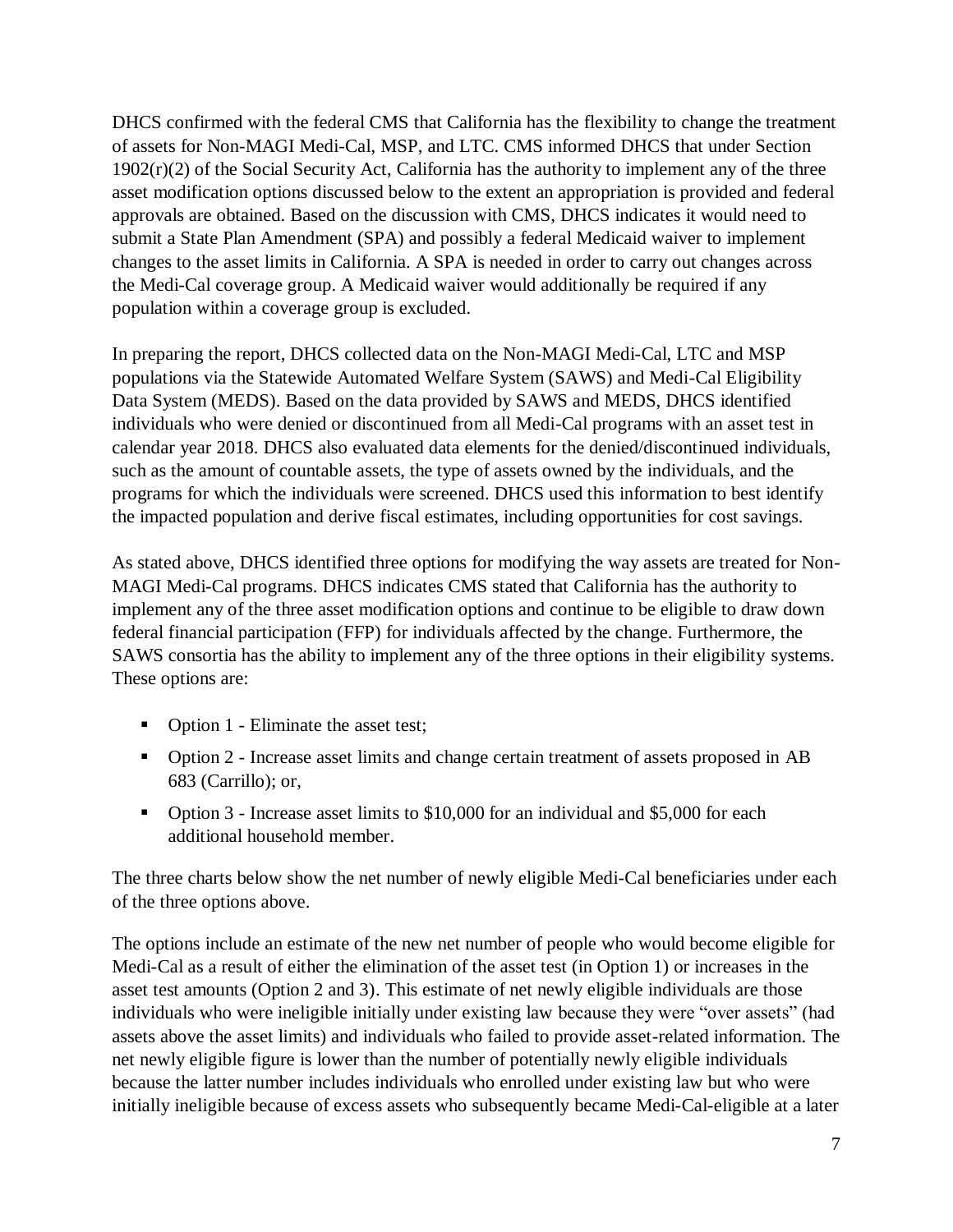DHCS confirmed with the federal CMS that California has the flexibility to change the treatment of assets for Non-MAGI Medi-Cal, MSP, and LTC. CMS informed DHCS that under Section 1902(r)(2) of the Social Security Act, California has the authority to implement any of the three asset modification options discussed below to the extent an appropriation is provided and federal approvals are obtained. Based on the discussion with CMS, DHCS indicates it would need to submit a State Plan Amendment (SPA) and possibly a federal Medicaid waiver to implement changes to the asset limits in California. A SPA is needed in order to carry out changes across the Medi-Cal coverage group. A Medicaid waiver would additionally be required if any population within a coverage group is excluded.

In preparing the report, DHCS collected data on the Non-MAGI Medi-Cal, LTC and MSP populations via the Statewide Automated Welfare System (SAWS) and Medi-Cal Eligibility Data System (MEDS). Based on the data provided by SAWS and MEDS, DHCS identified individuals who were denied or discontinued from all Medi-Cal programs with an asset test in calendar year 2018. DHCS also evaluated data elements for the denied/discontinued individuals, such as the amount of countable assets, the type of assets owned by the individuals, and the programs for which the individuals were screened. DHCS used this information to best identify the impacted population and derive fiscal estimates, including opportunities for cost savings.

As stated above, DHCS identified three options for modifying the way assets are treated for Non-MAGI Medi-Cal programs. DHCS indicates CMS stated that California has the authority to implement any of the three asset modification options and continue to be eligible to draw down federal financial participation (FFP) for individuals affected by the change. Furthermore, the SAWS consortia has the ability to implement any of the three options in their eligibility systems. These options are:

- Option 1 - Eliminate the asset test;
- Option 2 - Increase asset limits and change certain treatment of assets proposed in AB 683 (Carrillo); or,
- Option 3 - Increase asset limits to $10,000 for an individual and $5,000 for each additional household member.

The three charts below show the net number of newly eligible Medi-Cal beneficiaries under each of the three options above.

The options include an estimate of the new net number of people who would become eligible for Medi-Cal as a result of either the elimination of the asset test (in Option 1) or increases in the asset test amounts (Option 2 and 3). This estimate of net newly eligible individuals are those individuals who were ineligible initially under existing law because they were "over assets" (had assets above the asset limits) and individuals who failed to provide asset-related information. The net newly eligible figure is lower than the number of potentially newly eligible individuals because the latter number includes individuals who enrolled under existing law but who were initially ineligible because of excess assets who subsequently became Medi-Cal-eligible at a later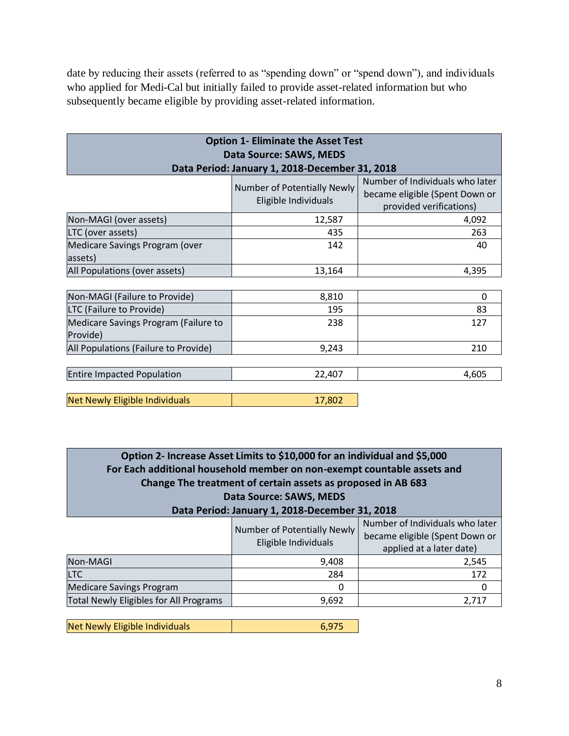date by reducing their assets (referred to as "spending down" or "spend down"), and individuals who applied for Medi-Cal but initially failed to provide asset-related information but who subsequently became eligible by providing asset-related information.

**Option 1- Eliminate the Asset Test**
**Data Source: SAWS, MEDS**
**Data Period: January 1, 2018-December 31, 2018**

| | Number of Potentially Newly Eligible Individuals | Number of Individuals who later became eligible (Spent Down or provided verifications) |
|---|---|---|
| Non-MAGI (over assets) | 12,587 | 4,092 |
| LTC (over assets) | 435 | 263 |
| Medicare Savings Program (over assets) | 142 | 40 |
| All Populations (over assets) | 13,164 | 4,395 |
| Non-MAGI (Failure to Provide) | 8,810 | 0 |
| LTC (Failure to Provide) | 195 | 83 |
| Medicare Savings Program (Failure to Provide) | 238 | 127 |
| All Populations (Failure to Provide) | 9,243 | 210 |
| Entire Impacted Population | 22,407 | 4,605 |
| Net Newly Eligible Individuals | 17,802 | |

**Option 2- Increase Asset Limits to $10,000 for an individual and $5,000 For Each additional household member on non-exempt countable assets and Change The treatment of certain assets as proposed in AB 683**
**Data Source: SAWS, MEDS**
**Data Period: January 1, 2018-December 31, 2018**

| | Number of Potentially Newly Eligible Individuals | Number of Individuals who later became eligible (Spent Down or applied at a later date) |
|---|---|---|
| Non-MAGI | 9,408 | 2,545 |
| LTC | 284 | 172 |
| Medicare Savings Program | 0 | 0 |
| Total Newly Eligibles for All Programs | 9,692 | 2,717 |
| Net Newly Eligible Individuals | 6,975 | |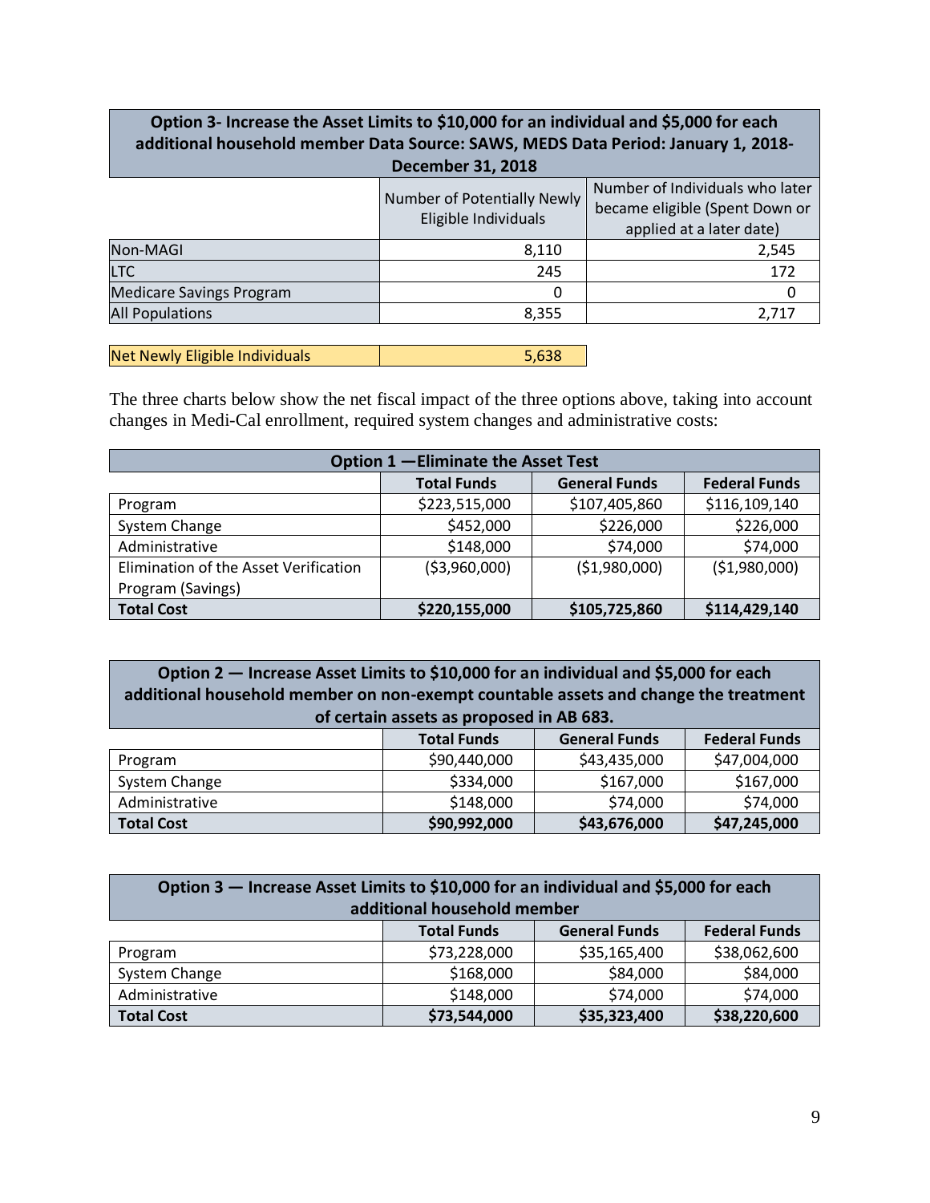| Option 3- Increase the Asset Limits to $10,000 for an individual and $5,000 for each additional household member Data Source: SAWS, MEDS Data Period: January 1, 2018-December 31, 2018 | | |
|---|---|---|
| | Number of Potentially Newly Eligible Individuals | Number of Individuals who later became eligible (Spent Down or applied at a later date) |
| Non-MAGI | 8,110 | 2,545 |
| LTC | 245 | 172 |
| Medicare Savings Program | 0 | 0 |
| All Populations | 8,355 | 2,717 |

| Net Newly Eligible Individuals | 5,638 |
|---|---|

The three charts below show the net fiscal impact of the three options above, taking into account changes in Medi-Cal enrollment, required system changes and administrative costs:

| Option 1 —Eliminate the Asset Test | | | |
|---|---|---|---|
| | **Total Funds** | **General Funds** | **Federal Funds** |
| Program | $223,515,000 | $107,405,860 | $116,109,140 |
| System Change | $452,000 | $226,000 | $226,000 |
| Administrative | $148,000 | $74,000 | $74,000 |
| Elimination of the Asset Verification Program (Savings) | ($3,960,000) | ($1,980,000) | ($1,980,000) |
| **Total Cost** | **$220,155,000** | **$105,725,860** | **$114,429,140** |

| Option 2 — Increase Asset Limits to $10,000 for an individual and $5,000 for each additional household member on non-exempt countable assets and change the treatment of certain assets as proposed in AB 683. | | | |
|---|---|---|---|
| | **Total Funds** | **General Funds** | **Federal Funds** |
| Program | $90,440,000 | $43,435,000 | $47,004,000 |
| System Change | $334,000 | $167,000 | $167,000 |
| Administrative | $148,000 | $74,000 | $74,000 |
| **Total Cost** | **$90,992,000** | **$43,676,000** | **$47,245,000** |

| Option 3 — Increase Asset Limits to $10,000 for an individual and $5,000 for each additional household member | | | |
|---|---|---|---|
| | **Total Funds** | **General Funds** | **Federal Funds** |
| Program | $73,228,000 | $35,165,400 | $38,062,600 |
| System Change | $168,000 | $84,000 | $84,000 |
| Administrative | $148,000 | $74,000 | $74,000 |
| **Total Cost** | **$73,544,000** | **$35,323,400** | **$38,220,600** |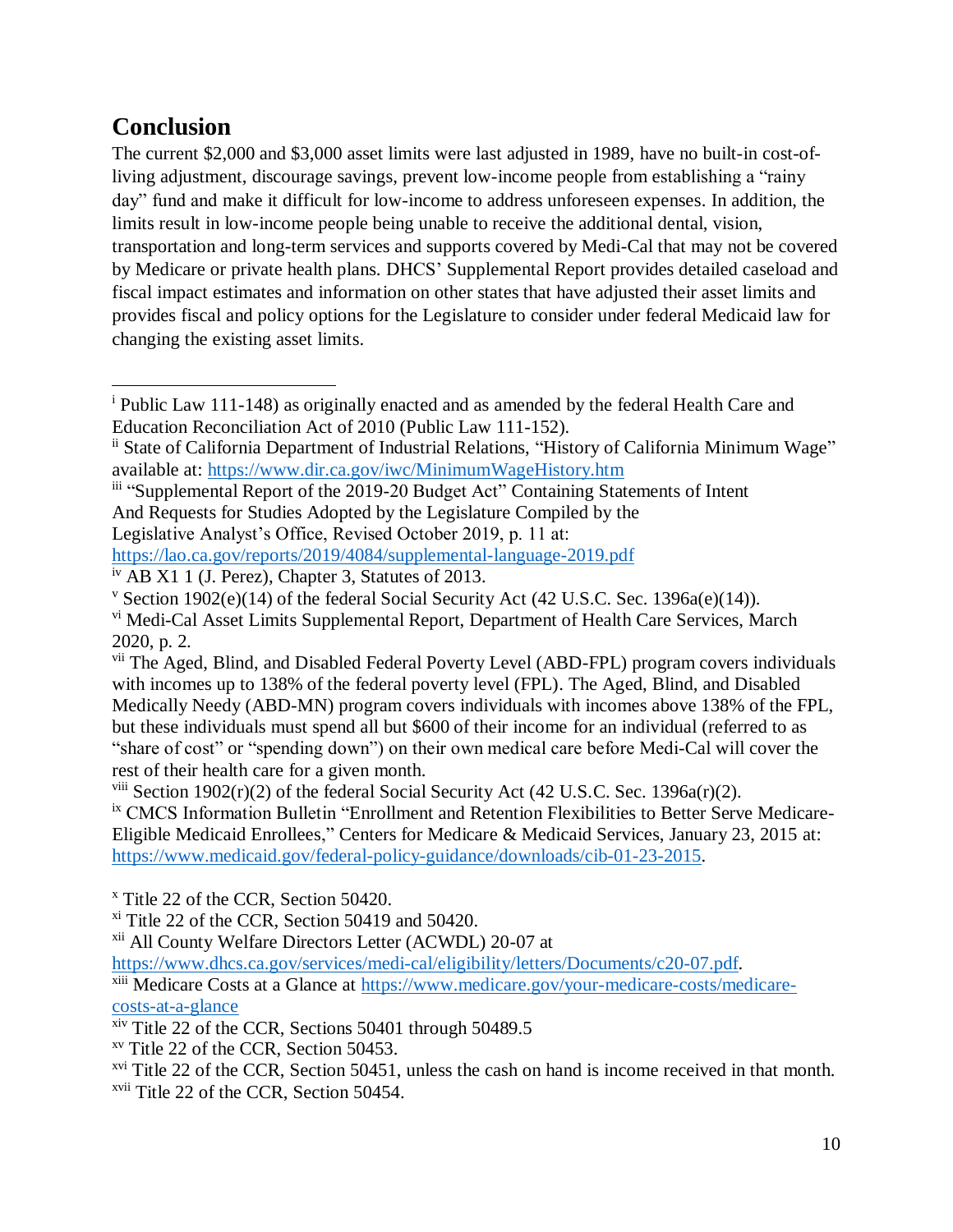## Conclusion

The current $2,000 and $3,000 asset limits were last adjusted in 1989, have no built-in cost-of-living adjustment, discourage savings, prevent low-income people from establishing a "rainy day" fund and make it difficult for low-income to address unforeseen expenses. In addition, the limits result in low-income people being unable to receive the additional dental, vision, transportation and long-term services and supports covered by Medi-Cal that may not be covered by Medicare or private health plans. DHCS' Supplemental Report provides detailed caseload and fiscal impact estimates and information on other states that have adjusted their asset limits and provides fiscal and policy options for the Legislature to consider under federal Medicaid law for changing the existing asset limits.

---

[i] Public Law 111-148) as originally enacted and as amended by the federal Health Care and Education Reconciliation Act of 2010 (Public Law 111-152).

[ii] State of California Department of Industrial Relations, "History of California Minimum Wage" available at: https://www.dir.ca.gov/iwc/MinimumWageHistory.htm

[iii] "Supplemental Report of the 2019-20 Budget Act" Containing Statements of Intent And Requests for Studies Adopted by the Legislature Compiled by the Legislative Analyst's Office, Revised October 2019, p. 11 at: https://lao.ca.gov/reports/2019/4084/supplemental-language-2019.pdf

[iv] AB X1 1 (J. Perez), Chapter 3, Statutes of 2013.

[v] Section 1902(e)(14) of the federal Social Security Act (42 U.S.C. Sec. 1396a(e)(14)).

[vi] Medi-Cal Asset Limits Supplemental Report, Department of Health Care Services, March 2020, p. 2.

[vii] The Aged, Blind, and Disabled Federal Poverty Level (ABD-FPL) program covers individuals with incomes up to 138% of the federal poverty level (FPL). The Aged, Blind, and Disabled Medically Needy (ABD-MN) program covers individuals with incomes above 138% of the FPL, but these individuals must spend all but $600 of their income for an individual (referred to as "share of cost" or "spending down") on their own medical care before Medi-Cal will cover the rest of their health care for a given month.

[viii] Section 1902(r)(2) of the federal Social Security Act (42 U.S.C. Sec. 1396a(r)(2).

[ix] CMCS Information Bulletin "Enrollment and Retention Flexibilities to Better Serve Medicare-Eligible Medicaid Enrollees," Centers for Medicare & Medicaid Services, January 23, 2015 at: https://www.medicaid.gov/federal-policy-guidance/downloads/cib-01-23-2015.

[x] Title 22 of the CCR, Section 50420.

[xi] Title 22 of the CCR, Section 50419 and 50420.

[xii] All County Welfare Directors Letter (ACWDL) 20-07 at https://www.dhcs.ca.gov/services/medi-cal/eligibility/letters/Documents/c20-07.pdf.

[xiii] Medicare Costs at a Glance at https://www.medicare.gov/your-medicare-costs/medicare-costs-at-a-glance

[xiv] Title 22 of the CCR, Sections 50401 through 50489.5

[xv] Title 22 of the CCR, Section 50453.

[xvi] Title 22 of the CCR, Section 50451, unless the cash on hand is income received in that month.

[xvii] Title 22 of the CCR, Section 50454.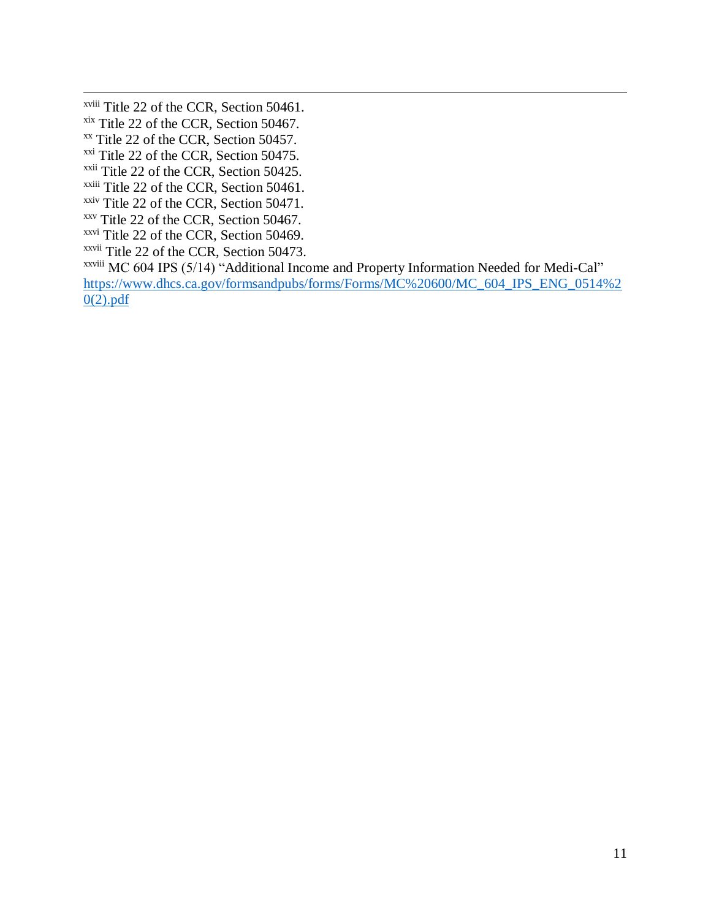[xviii] Title 22 of the CCR, Section 50461.
[xix] Title 22 of the CCR, Section 50467.
[xx] Title 22 of the CCR, Section 50457.
[xxi] Title 22 of the CCR, Section 50475.
[xxii] Title 22 of the CCR, Section 50425.
[xxiii] Title 22 of the CCR, Section 50461.
[xxiv] Title 22 of the CCR, Section 50471.
[xxv] Title 22 of the CCR, Section 50467.
[xxvi] Title 22 of the CCR, Section 50469.
[xxvii] Title 22 of the CCR, Section 50473.
[xxviii] MC 604 IPS (5/14) "Additional Income and Property Information Needed for Medi-Cal" https://www.dhcs.ca.gov/formsandpubs/forms/Forms/MC%20600/MC_604_IPS_ENG_0514%20(2).pdf